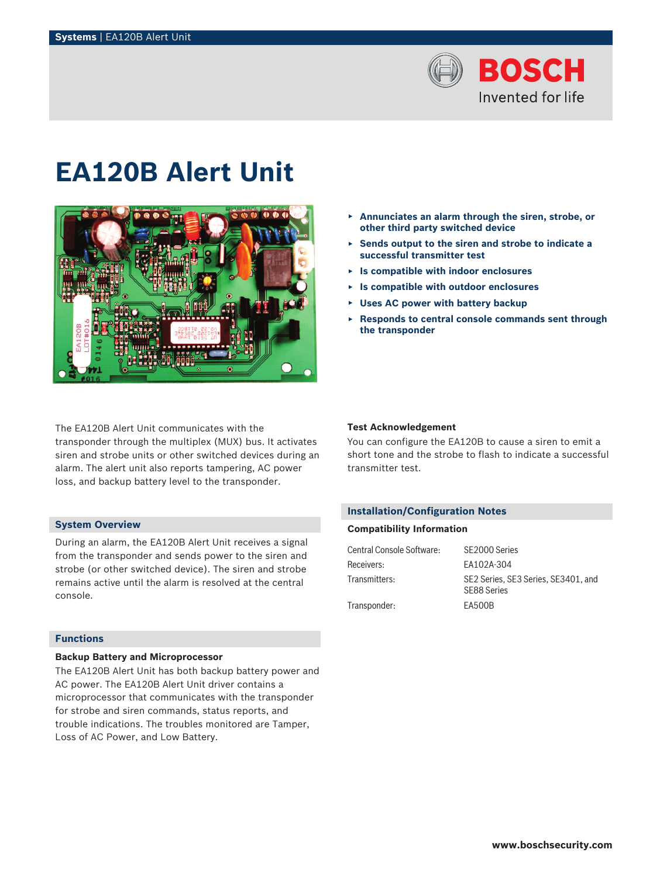# EA120B Alert Unit

- Annunciates an alarm through the siren, strobe, or other third party switched device
- Sends output to the siren and strobe to indicate a successful transmitter test
- Is compatible with indoor enclosures
- Is compatible with outdoor enclosures
- Uses AC power with battery backup
- Responds to central console commands sent through the transponder

The EA120B Alert Unit communicates with the transponder through the multiplex (MUX) bus. It activates siren and strobe units or other switched devices during an alarm. The alert unit also reports tampering, AC power loss, and backup battery level to the transponder.

## System Overview

During an alarm, the EA120B Alert Unit receives a signal from the transponder and sends power to the siren and strobe (or other switched device). The siren and strobe remains active until the alarm is resolved at the central console.

## Functions

### Backup Battery and Microprocessor

The EA120B Alert Unit has both backup battery power and AC power. The EA120B Alert Unit driver contains a microprocessor that communicates with the transponder for strobe and siren commands, status reports, and trouble indications. The troubles monitored are Tamper, Loss of AC Power, and Low Battery.

### Test Acknowledgement

You can configure the EA120B to cause a siren to emit a short tone and the strobe to flash to indicate a successful transmitter test.

## Installation/Configuration Notes

### Compatibility Information

| | |
|---|---|
| Central Console Software: | SE2000 Series |
| Receivers: | EA102A-304 |
| Transmitters: | SE2 Series, SE3 Series, SE3401, and SE88 Series |
| Transponder: | EA500B |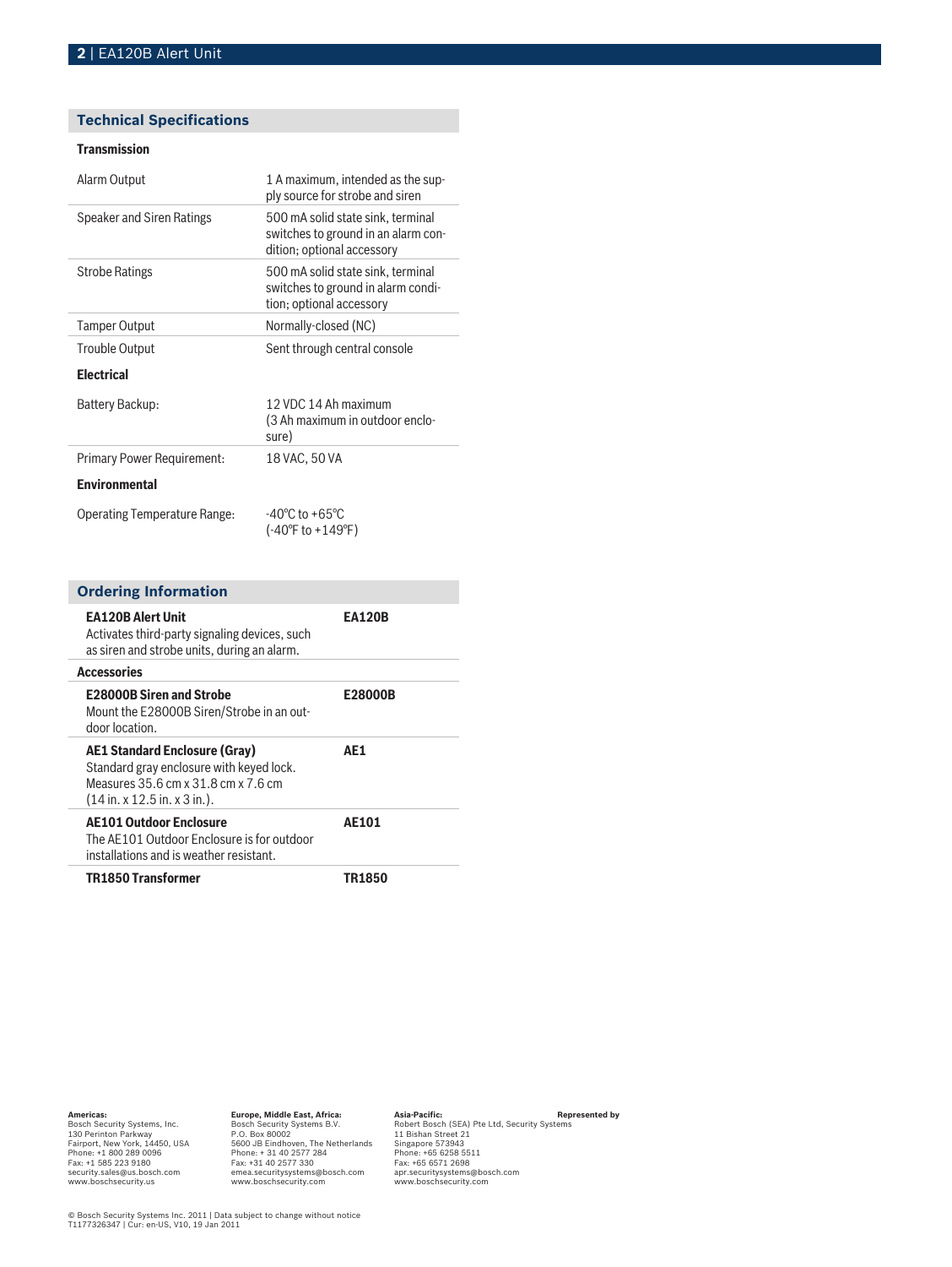## Technical Specifications

### Transmission

| | |
|---|---|
| Alarm Output | 1 A maximum, intended as the supply source for strobe and siren |
| Speaker and Siren Ratings | 500 mA solid state sink, terminal switches to ground in an alarm condition; optional accessory |
| Strobe Ratings | 500 mA solid state sink, terminal switches to ground in alarm condition; optional accessory |
| Tamper Output | Normally-closed (NC) |
| Trouble Output | Sent through central console |

### Electrical

| | |
|---|---|
| Battery Backup: | 12 VDC 14 Ah maximum (3 Ah maximum in outdoor enclosure) |
| Primary Power Requirement: | 18 VAC, 50 VA |

### Environmental

| | |
|---|---|
| Operating Temperature Range: | -40°C to +65°C (-40°F to +149°F) |

## Ordering Information

| | |
|---|---|
| **EA120B Alert Unit**<br>Activates third-party signaling devices, such as siren and strobe units, during an alarm. | **EA120B** |
| **Accessories** | |
| **E28000B Siren and Strobe**<br>Mount the E28000B Siren/Strobe in an outdoor location. | **E28000B** |
| **AE1 Standard Enclosure (Gray)**<br>Standard gray enclosure with keyed lock. Measures 35.6 cm x 31.8 cm x 7.6 cm (14 in. x 12.5 in. x 3 in.). | **AE1** |
| **AE101 Outdoor Enclosure**<br>The AE101 Outdoor Enclosure is for outdoor installations and is weather resistant. | **AE101** |
| **TR1850 Transformer** | **TR1850** |

**Americas:**
Bosch Security Systems, Inc.
130 Perinton Parkway
Fairport, New York, 14450, USA
Phone: +1 800 289 0096
Fax: +1 585 223 9180
security.sales@us.bosch.com
www.boschsecurity.us

**Europe, Middle East, Africa:**
Bosch Security Systems B.V.
P.O. Box 80002
5600 JB Eindhoven, The Netherlands
Phone: + 31 40 2577 284
Fax: +31 40 2577 330
emea.securitysystems@bosch.com
www.boschsecurity.com

**Asia-Pacific:**
Robert Bosch (SEA) Pte Ltd, Security Systems
11 Bishan Street 21
Singapore 573943
Phone: +65 6258 5511
Fax: +65 6571 2698
apr.securitysystems@bosch.com
www.boschsecurity.com

**Represented by**

© Bosch Security Systems Inc. 2011 | Data subject to change without notice
T1177326347 | Cur: en-US, V10, 19 Jan 2011